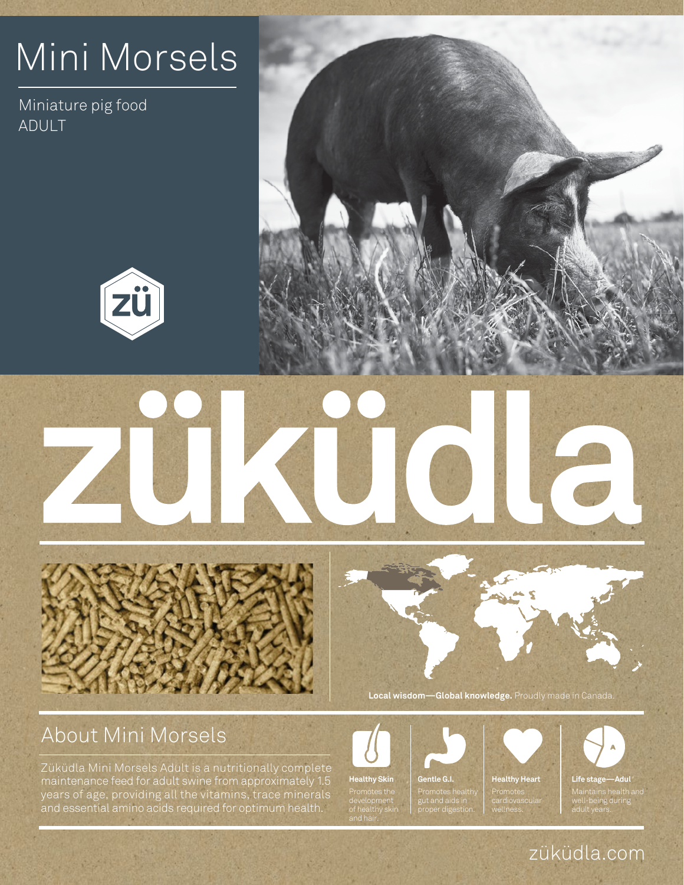# Mini Morsels

Miniature pig food
ADULT

zü

# züküdla

**Local wisdom—Global knowledge.** Proudly made in Canada.

## About Mini Morsels

Züküdla Mini Morsels Adult is a nutritionally complete maintenance feed for adult swine from approximately 1.5 years of age, providing all the vitamins, trace minerals and essential amino acids required for optimum health.

**Healthy Skin**
Promotes the development of healthy skin and hair.

**Gentle G.I.**
Promotes healthy gut and aids in proper digestion.

**Healthy Heart**
Promotes cardiovascular wellness.

**Life stage—Adult**
Maintains health and well-being during adult years.

züküdla.com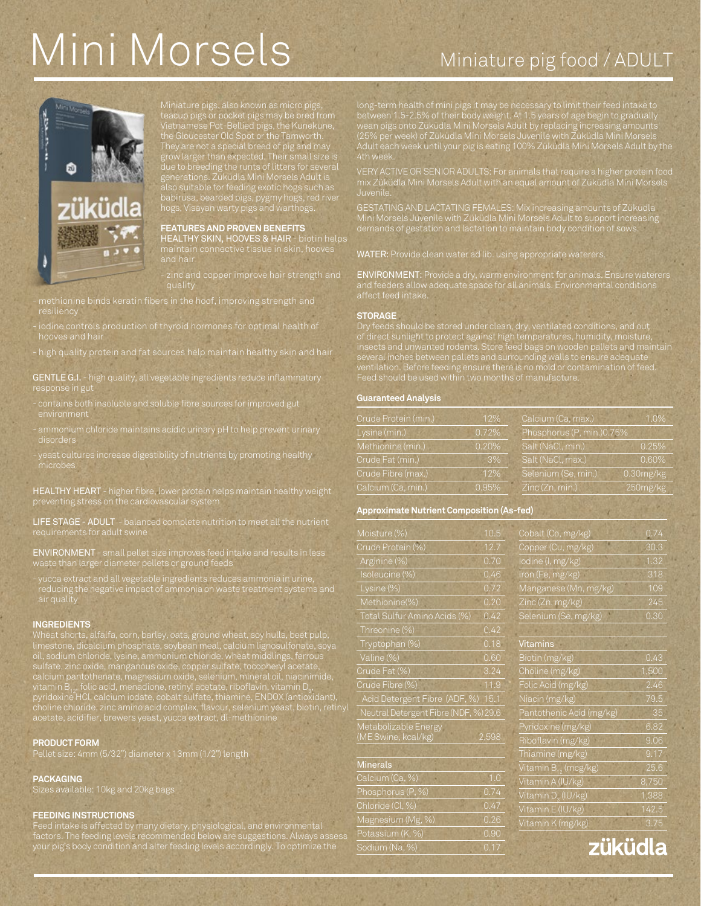# Mini Morsels

Miniature pig food / ADULT

Miniature pigs, also known as micro pigs, teacup pigs or pocket pigs may be bred from Vietnamese Pot-Bellied pigs, the Kunekune, the Gloucester Old Spot or the Tamworth. They are not a special breed of pig and may grow larger than expected. Their small size is due to breeding the runts of litters for several generations. Zükúdla Mini Morsels Adult is also suitable for feeding exotic hogs such as babirusa, bearded pigs, pygmy hogs, red river hogs, Visayan warty pigs and warthogs.

### FEATURES AND PROVEN BENEFITS

**HEALTHY SKIN, HOOVES & HAIR** - biotin helps maintain connective tissue in skin, hooves and hair

- zinc and copper improve hair strength and quality
- methionine binds keratin fibers in the hoof, improving strength and resiliency
- iodine controls production of thyroid hormones for optimal health of hooves and hair
- high quality protein and fat sources help maintain healthy skin and hair

**GENTLE G.I.** - high quality, all vegetable ingredients reduce inflammatory response in gut

- contains both insoluble and soluble fibre sources for improved gut environment
- ammonium chloride maintains acidic urinary pH to help prevent urinary disorders
- yeast cultures increase digestibility of nutrients by promoting healthy microbes

**HEALTHY HEART** - higher fibre, lower protein helps maintain healthy weight preventing stress on the cardiovascular system

**LIFE STAGE - ADULT** - balanced complete nutrition to meet all the nutrient requirements for adult swine

**ENVIRONMENT** - small pellet size improves feed intake and results in less waste than larger diameter pellets or ground feeds

- yucca extract and all vegetable ingredients reduces ammonia in urine, reducing the negative impact of ammonia on waste treatment systems and air quality

### INGREDIENTS

Wheat shorts, alfalfa, corn, barley, oats, ground wheat, soy hulls, beet pulp, limestone, dicalcium phosphate, soybean meal, calcium lignosulfonate, soya oil, sodium chloride, lysine, ammonium chloride, wheat middlings, ferrous sulfate, zinc oxide, manganous oxide, copper sulfate, tocopheryl acetate, calcium pantothenate, magnesium oxide, selenium, mineral oil, niacinimide, vitamin $B_{12}$, folic acid, menadione, retinyl acetate, riboflavin, vitamin $D_3$, pyridoxine HCl, calcium iodate, cobalt sulfate, thiamine, ENDOX (antioxidant), choline chloride, zinc amino acid complex, flavour, selenium yeast, biotin, retinyl acetate, acidifier, brewers yeast, yucca extract, dl-methionine

### PRODUCT FORM

Pellet size: 4mm (5/32") diameter x 13mm (1/2") length

### PACKAGING

Sizes available: 10kg and 20kg bags

### FEEDING INSTRUCTIONS

Feed intake is affected by many dietary, physiological, and environmental factors. The feeding levels recommended below are suggestions. Always assess your pig's body condition and alter feeding levels accordingly. To optimize the long-term health of mini pigs it may be necessary to limit their feed intake to between 1.5-2.5% of their body weight. At 1.5 years of age begin to gradually wean pigs onto Zükúdla Mini Morsels Adult by replacing increasing amounts (25% per week) of Zükúdla Mini Morsels Juvenile with Zükúdla Mini Morsels Adult each week until your pig is eating 100% Zükúdla Mini Morsels Adult by the 4th week.

VERY ACTIVE OR SENIOR ADULTS: For animals that require a higher protein food mix Zükúdla Mini Morsels Adult with an equal amount of Zükúdla Mini Morsels Juvenile.

GESTATING AND LACTATING FEMALES: Mix increasing amounts of Zukudla Mini Morsels Juvenile with Zükúdla Mini Morsels Adult to support increasing demands of gestation and lactation to maintain body condition of sows.

**WATER:** Provide clean water ad lib. using appropriate waterers.

**ENVIRONMENT:** Provide a dry, warm environment for animals. Ensure waterers and feeders allow adequate space for all animals. Environmental conditions affect feed intake.

### STORAGE

Dry feeds should be stored under clean, dry, ventilated conditions, and out of direct sunlight to protect against high temperatures, humidity, moisture, insects and unwanted rodents. Store feed bags on wooden pallets and maintain several inches between pallets and surrounding walls to ensure adequate ventilation. Before feeding ensure there is no mold or contamination of feed. Feed should be used within two months of manufacture.

#### Guaranteed Analysis

| | | | |
|---|---|---|---|
| Crude Protein (min.) | 12% | Calcium (Ca, max.) | 1.0% |
| Lysine (min.) | 0.72% | Phosphorus (P, min.) | 0.75% |
| Methionine (min.) | 0.20% | Salt (NaCl, min.) | 0.25% |
| Crude Fat (min.) | 3% | Salt (NaCl, max.) | 0.60% |
| Crude Fibre (max.) | 12% | Selenium (Se, min.) | 0.30mg/kg |
| Calcium (Ca, min.) | 0.95% | Zinc (Zn, min.) | 250mg/kg |

#### Approximate Nutrient Composition (As-fed)

| | | | |
|---|---|---|---|
| Moisture (%) | 10.5 | Cobalt (Co, mg/kg) | 0.74 |
| Crude Protein (%) | 12.7 | Copper (Cu, mg/kg) | 30.3 |
| Arginine (%) | 0.70 | Iodine (I, mg/kg) | 1.32 |
| Isoleucine (%) | 0.46 | Iron (Fe, mg/kg) | 318 |
| Lysine (%) | 0.72 | Manganese (Mn, mg/kg) | 109 |
| Methionine(%) | 0.20 | Zinc (Zn, mg/kg) | 245 |
| Total Sulfur Amino Acids (%) | 0.42 | Selenium (Se, mg/kg) | 0.30 |
| Threonine (%) | 0.42 | | |
| Tryptophan (%) | 0.18 | **Vitamins** | |
| Valine (%) | 0.60 | Biotin (mg/kg) | 0.43 |
| Crude Fat (%) | 3.24 | Choline (mg/kg) | 1,500 |
| Crude Fibre (%) | 11.9 | Folic Acid (mg/kg) | 2.46 |
| Acid Detergent Fibre (ADF, %) | 15.1 | Niacin (mg/kg) | 79.5 |
| Neutral Detergent Fibre (NDF, %) | 29.6 | Pantothenic Acid (mg/kg) | 35 |
| Metabolizable Energy (ME Swine, kcal/kg) | 2,598 | Pyridoxine (mg/kg) | 6.82 |
| | | Riboflavin (mg/kg) | 9.06 |
| **Minerals** | | Thiamine (mg/kg) | 9.17 |
| Calcium (Ca, %) | 1.0 | Vitamin $B_{12}$ (mcg/kg) | 25.6 |
| Phosphorus (P, %) | 0.74 | Vitamin A (IU/kg) | 8,750 |
| Chloride (Cl, %) | 0.47 | Vitamin $D_3$ (IU/kg) | 1,388 |
| Magnesium (Mg, %) | 0.26 | Vitamin E (IU/kg) | 142.5 |
| Potassium (K, %) | 0.90 | Vitamin K (mg/kg) | 3.75 |
| Sodium (Na, %) | 0.17 | | |

zükúdla